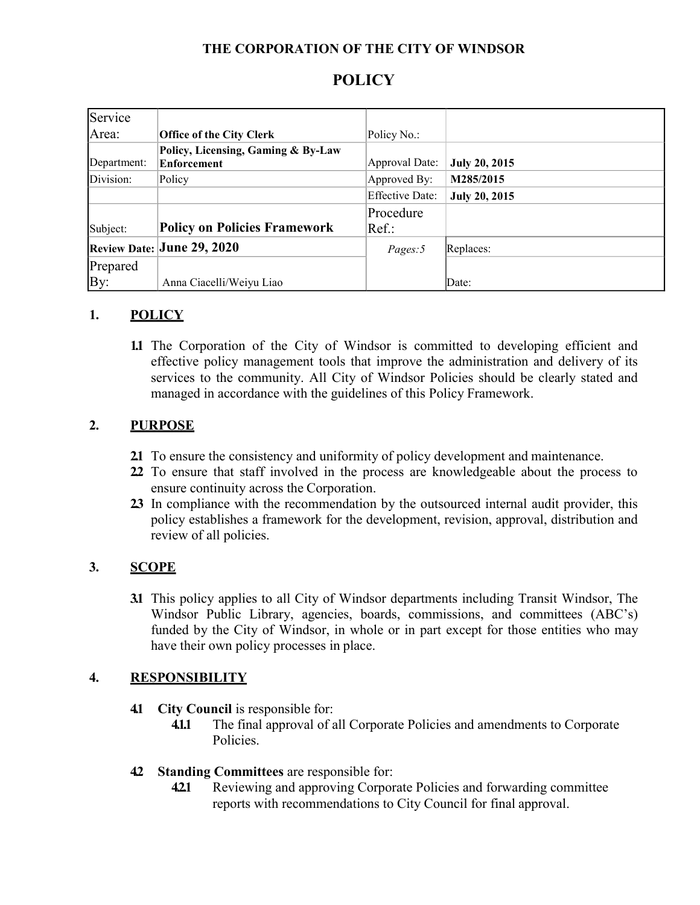**THE CORPORATION OF THE CITY OF WINDSOR**

# POLICY

| Service Area: | **Office of the City Clerk** | Policy No.: | |
|---|---|---|---|
| Department: | **Policy, Licensing, Gaming & By-Law Enforcement** | Approval Date: | **July 20, 2015** |
| Division: | Policy | Approved By: | **M285/2015** |
| | | Effective Date: | **July 20, 2015** |
| Subject: | **Policy on Policies Framework** | Procedure Ref.: | |
| **Review Date:** | **June 29, 2020** | *Pages:5* | Replaces: |
| Prepared By: | Anna Ciacelli/Weiyu Liao | | Date: |

## 1. POLICY

**1.1** The Corporation of the City of Windsor is committed to developing efficient and effective policy management tools that improve the administration and delivery of its services to the community. All City of Windsor Policies should be clearly stated and managed in accordance with the guidelines of this Policy Framework.

## 2. PURPOSE

**2.1** To ensure the consistency and uniformity of policy development and maintenance.

**2.2** To ensure that staff involved in the process are knowledgeable about the process to ensure continuity across the Corporation.

**2.3** In compliance with the recommendation by the outsourced internal audit provider, this policy establishes a framework for the development, revision, approval, distribution and review of all policies.

## 3. SCOPE

**3.1** This policy applies to all City of Windsor departments including Transit Windsor, The Windsor Public Library, agencies, boards, commissions, and committees (ABC's) funded by the City of Windsor, in whole or in part except for those entities who may have their own policy processes in place.

## 4. RESPONSIBILITY

**4.1** **City Council** is responsible for:

**4.1.1** The final approval of all Corporate Policies and amendments to Corporate Policies.

**4.2** **Standing Committees** are responsible for:

**4.2.1** Reviewing and approving Corporate Policies and forwarding committee reports with recommendations to City Council for final approval.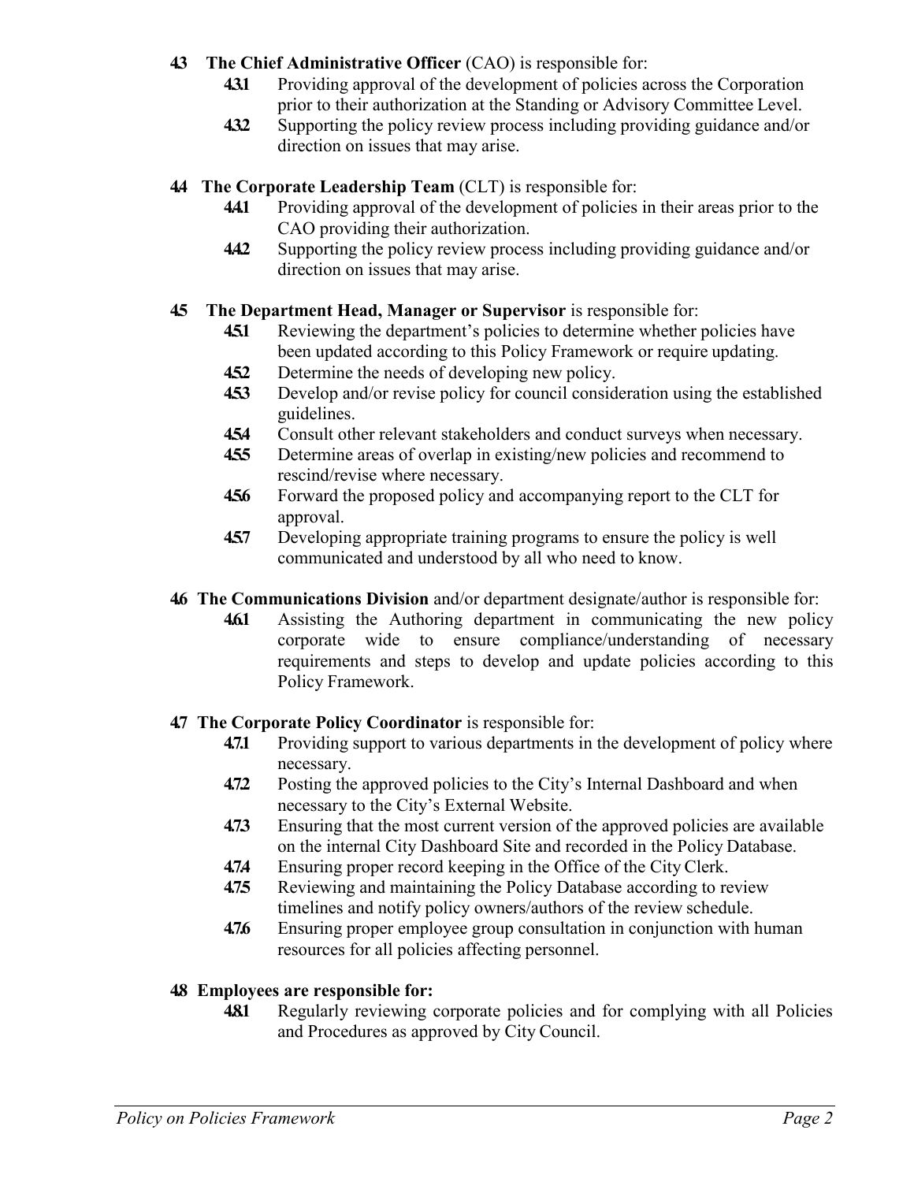**4.3 The Chief Administrative Officer** (CAO) is responsible for:

- **4.3.1** Providing approval of the development of policies across the Corporation prior to their authorization at the Standing or Advisory Committee Level.
- **4.3.2** Supporting the policy review process including providing guidance and/or direction on issues that may arise.

**4.4 The Corporate Leadership Team** (CLT) is responsible for:

- **4.4.1** Providing approval of the development of policies in their areas prior to the CAO providing their authorization.
- **4.4.2** Supporting the policy review process including providing guidance and/or direction on issues that may arise.

**4.5 The Department Head, Manager or Supervisor** is responsible for:

- **4.5.1** Reviewing the department's policies to determine whether policies have been updated according to this Policy Framework or require updating.
- **4.5.2** Determine the needs of developing new policy.
- **4.5.3** Develop and/or revise policy for council consideration using the established guidelines.
- **4.5.4** Consult other relevant stakeholders and conduct surveys when necessary.
- **4.5.5** Determine areas of overlap in existing/new policies and recommend to rescind/revise where necessary.
- **4.5.6** Forward the proposed policy and accompanying report to the CLT for approval.
- **4.5.7** Developing appropriate training programs to ensure the policy is well communicated and understood by all who need to know.

**4.6 The Communications Division** and/or department designate/author is responsible for:

- **4.6.1** Assisting the Authoring department in communicating the new policy corporate wide to ensure compliance/understanding of necessary requirements and steps to develop and update policies according to this Policy Framework.

**4.7 The Corporate Policy Coordinator** is responsible for:

- **4.7.1** Providing support to various departments in the development of policy where necessary.
- **4.7.2** Posting the approved policies to the City's Internal Dashboard and when necessary to the City's External Website.
- **4.7.3** Ensuring that the most current version of the approved policies are available on the internal City Dashboard Site and recorded in the Policy Database.
- **4.7.4** Ensuring proper record keeping in the Office of the City Clerk.
- **4.7.5** Reviewing and maintaining the Policy Database according to review timelines and notify policy owners/authors of the review schedule.
- **4.7.6** Ensuring proper employee group consultation in conjunction with human resources for all policies affecting personnel.

**4.8 Employees are responsible for:**

- **4.8.1** Regularly reviewing corporate policies and for complying with all Policies and Procedures as approved by City Council.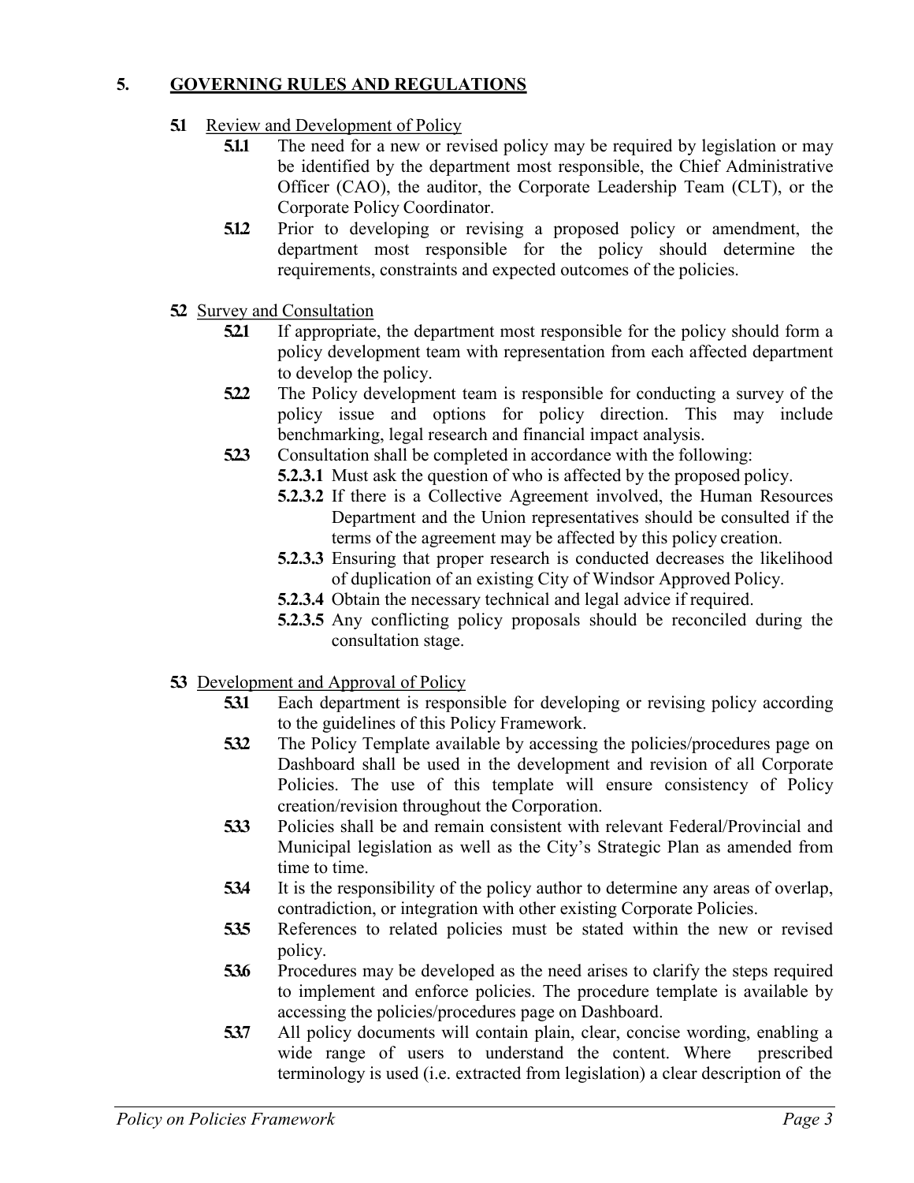## 5. GOVERNING RULES AND REGULATIONS

### 5.1 Review and Development of Policy

**5.1.1** The need for a new or revised policy may be required by legislation or may be identified by the department most responsible, the Chief Administrative Officer (CAO), the auditor, the Corporate Leadership Team (CLT), or the Corporate Policy Coordinator.

**5.1.2** Prior to developing or revising a proposed policy or amendment, the department most responsible for the policy should determine the requirements, constraints and expected outcomes of the policies.

### 5.2 Survey and Consultation

**5.2.1** If appropriate, the department most responsible for the policy should form a policy development team with representation from each affected department to develop the policy.

**5.2.2** The Policy development team is responsible for conducting a survey of the policy issue and options for policy direction. This may include benchmarking, legal research and financial impact analysis.

**5.2.3** Consultation shall be completed in accordance with the following:

- **5.2.3.1** Must ask the question of who is affected by the proposed policy.
- **5.2.3.2** If there is a Collective Agreement involved, the Human Resources Department and the Union representatives should be consulted if the terms of the agreement may be affected by this policy creation.
- **5.2.3.3** Ensuring that proper research is conducted decreases the likelihood of duplication of an existing City of Windsor Approved Policy.
- **5.2.3.4** Obtain the necessary technical and legal advice if required.
- **5.2.3.5** Any conflicting policy proposals should be reconciled during the consultation stage.

### 5.3 Development and Approval of Policy

**5.3.1** Each department is responsible for developing or revising policy according to the guidelines of this Policy Framework.

**5.3.2** The Policy Template available by accessing the policies/procedures page on Dashboard shall be used in the development and revision of all Corporate Policies. The use of this template will ensure consistency of Policy creation/revision throughout the Corporation.

**5.3.3** Policies shall be and remain consistent with relevant Federal/Provincial and Municipal legislation as well as the City's Strategic Plan as amended from time to time.

**5.3.4** It is the responsibility of the policy author to determine any areas of overlap, contradiction, or integration with other existing Corporate Policies.

**5.3.5** References to related policies must be stated within the new or revised policy.

**5.3.6** Procedures may be developed as the need arises to clarify the steps required to implement and enforce policies. The procedure template is available by accessing the policies/procedures page on Dashboard.

**5.3.7** All policy documents will contain plain, clear, concise wording, enabling a wide range of users to understand the content. Where prescribed terminology is used (i.e. extracted from legislation) a clear description of the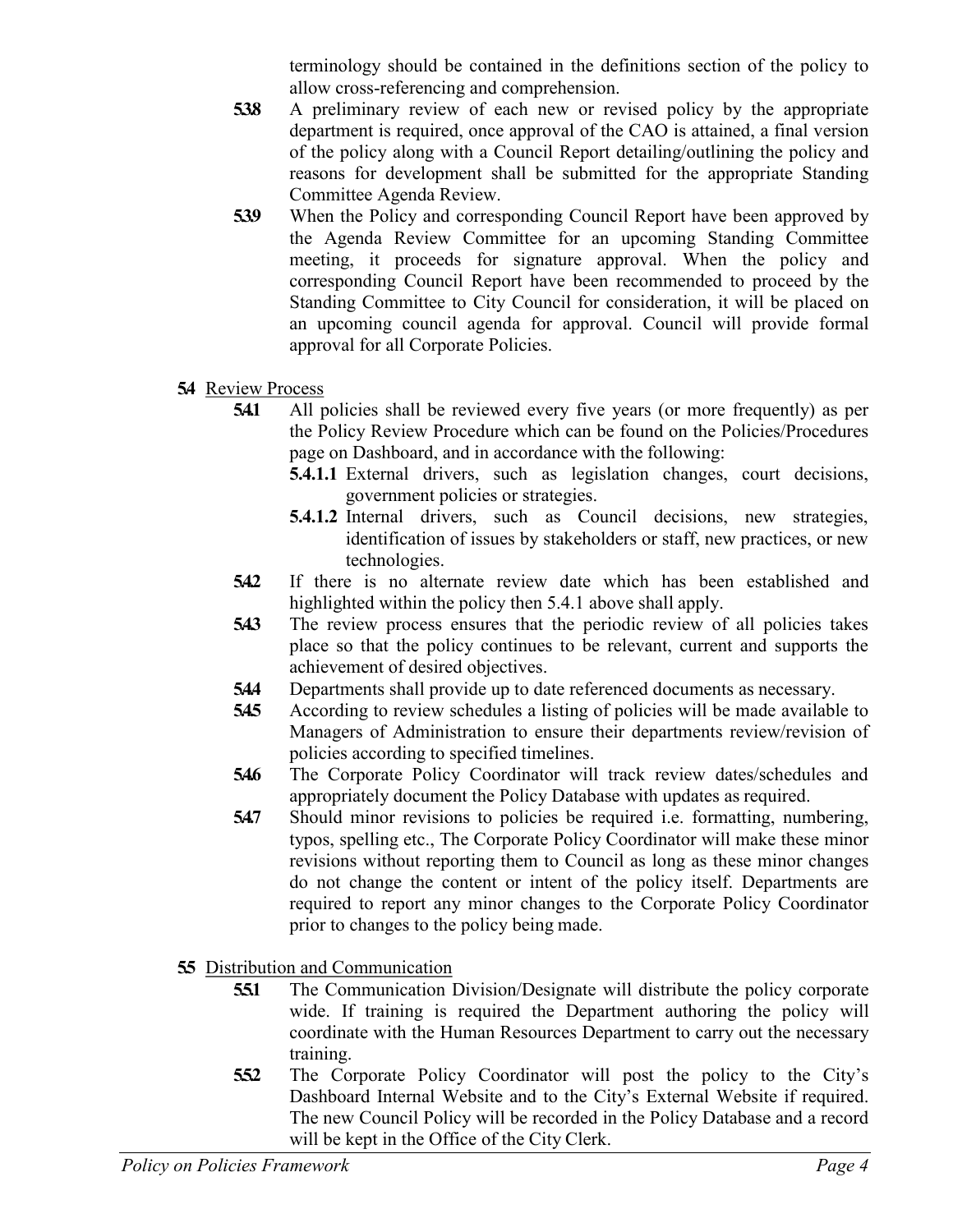terminology should be contained in the definitions section of the policy to allow cross-referencing and comprehension.

**5.3.8** A preliminary review of each new or revised policy by the appropriate department is required, once approval of the CAO is attained, a final version of the policy along with a Council Report detailing/outlining the policy and reasons for development shall be submitted for the appropriate Standing Committee Agenda Review.

**5.3.9** When the Policy and corresponding Council Report have been approved by the Agenda Review Committee for an upcoming Standing Committee meeting, it proceeds for signature approval. When the policy and corresponding Council Report have been recommended to proceed by the Standing Committee to City Council for consideration, it will be placed on an upcoming council agenda for approval. Council will provide formal approval for all Corporate Policies.

**5.4** Review Process

**5.4.1** All policies shall be reviewed every five years (or more frequently) as per the Policy Review Procedure which can be found on the Policies/Procedures page on Dashboard, and in accordance with the following:

**5.4.1.1** External drivers, such as legislation changes, court decisions, government policies or strategies.

**5.4.1.2** Internal drivers, such as Council decisions, new strategies, identification of issues by stakeholders or staff, new practices, or new technologies.

**5.4.2** If there is no alternate review date which has been established and highlighted within the policy then 5.4.1 above shall apply.

**5.4.3** The review process ensures that the periodic review of all policies takes place so that the policy continues to be relevant, current and supports the achievement of desired objectives.

**5.4.4** Departments shall provide up to date referenced documents as necessary.

**5.4.5** According to review schedules a listing of policies will be made available to Managers of Administration to ensure their departments review/revision of policies according to specified timelines.

**5.4.6** The Corporate Policy Coordinator will track review dates/schedules and appropriately document the Policy Database with updates as required.

**5.4.7** Should minor revisions to policies be required i.e. formatting, numbering, typos, spelling etc., The Corporate Policy Coordinator will make these minor revisions without reporting them to Council as long as these minor changes do not change the content or intent of the policy itself. Departments are required to report any minor changes to the Corporate Policy Coordinator prior to changes to the policy being made.

**5.5** Distribution and Communication

**5.5.1** The Communication Division/Designate will distribute the policy corporate wide. If training is required the Department authoring the policy will coordinate with the Human Resources Department to carry out the necessary training.

**5.5.2** The Corporate Policy Coordinator will post the policy to the City's Dashboard Internal Website and to the City's External Website if required. The new Council Policy will be recorded in the Policy Database and a record will be kept in the Office of the City Clerk.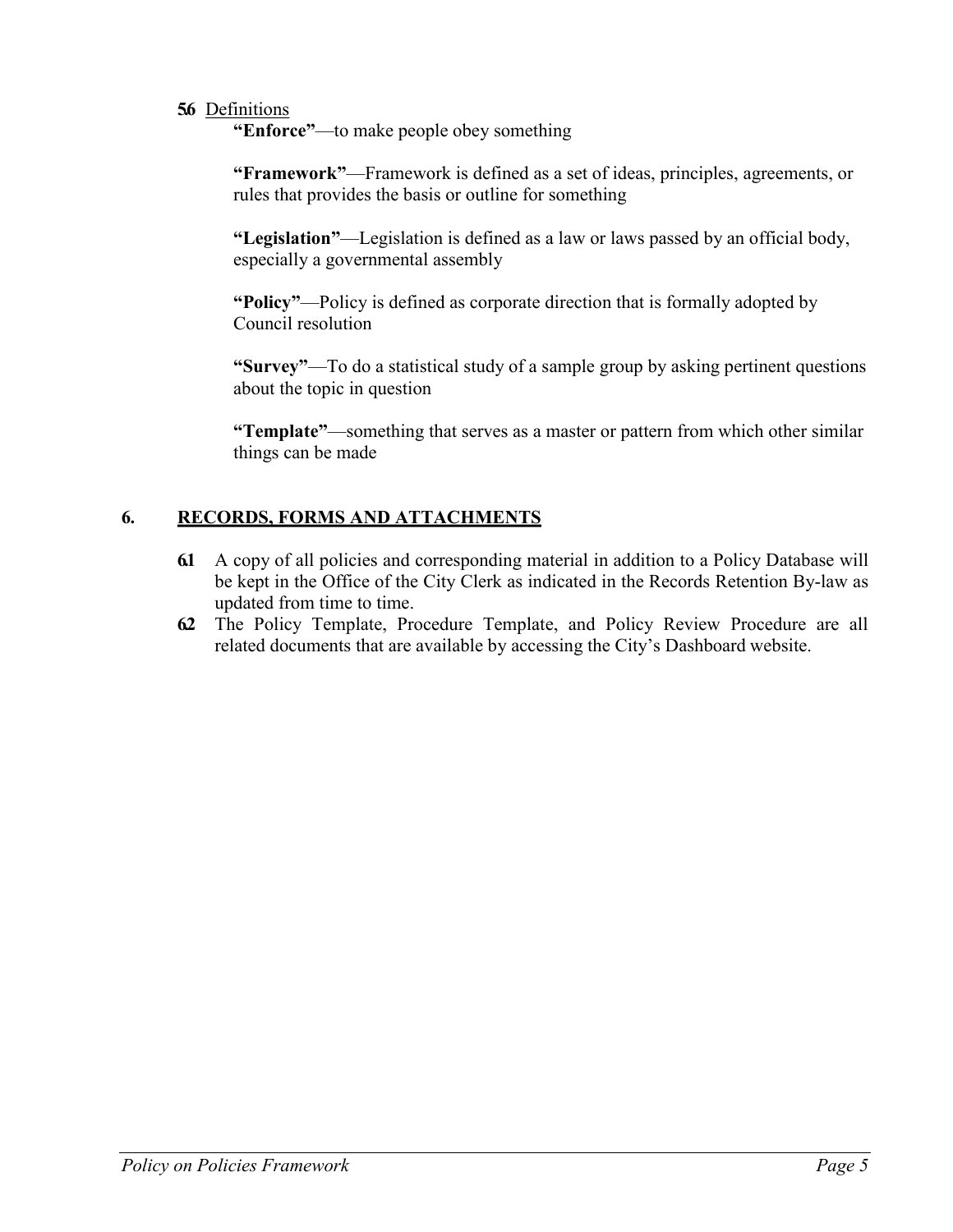**5.6** Definitions

**"Enforce"**—to make people obey something

**"Framework"**—Framework is defined as a set of ideas, principles, agreements, or rules that provides the basis or outline for something

**"Legislation"**—Legislation is defined as a law or laws passed by an official body, especially a governmental assembly

**"Policy"**—Policy is defined as corporate direction that is formally adopted by Council resolution

**"Survey"**—To do a statistical study of a sample group by asking pertinent questions about the topic in question

**"Template"**—something that serves as a master or pattern from which other similar things can be made

## 6. RECORDS, FORMS AND ATTACHMENTS

**6.1** A copy of all policies and corresponding material in addition to a Policy Database will be kept in the Office of the City Clerk as indicated in the Records Retention By-law as updated from time to time.

**6.2** The Policy Template, Procedure Template, and Policy Review Procedure are all related documents that are available by accessing the City's Dashboard website.